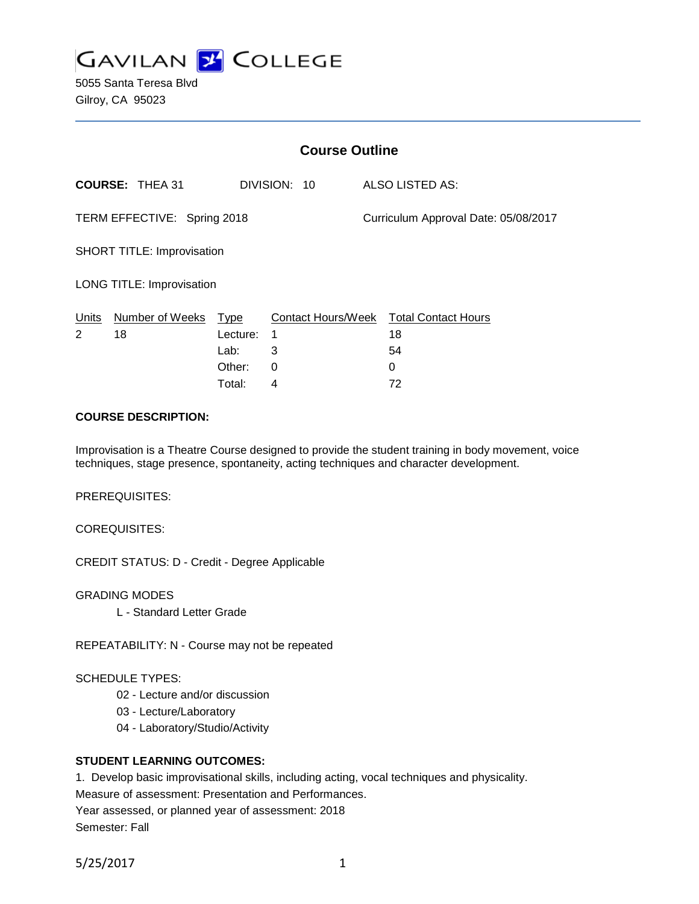# GAVILAN COLLEGE

5055 Santa Teresa Blvd
Gilroy, CA 95023

## Course Outline

**COURSE:** THEA 31 DIVISION: 10 ALSO LISTED AS:

TERM EFFECTIVE: Spring 2018 Curriculum Approval Date: 05/08/2017

SHORT TITLE: Improvisation

LONG TITLE: Improvisation

| Units | Number of Weeks | Type | Contact Hours/Week | Total Contact Hours |
|---|---|---|---|---|
| 2 | 18 | Lecture: | 1 | 18 |
| | | Lab: | 3 | 54 |
| | | Other: | 0 | 0 |
| | | Total: | 4 | 72 |

**COURSE DESCRIPTION:**

Improvisation is a Theatre Course designed to provide the student training in body movement, voice techniques, stage presence, spontaneity, acting techniques and character development.

PREREQUISITES:

COREQUISITES:

CREDIT STATUS: D - Credit - Degree Applicable

GRADING MODES

L - Standard Letter Grade

REPEATABILITY: N - Course may not be repeated

SCHEDULE TYPES:

02 - Lecture and/or discussion
03 - Lecture/Laboratory
04 - Laboratory/Studio/Activity

**STUDENT LEARNING OUTCOMES:**

1. Develop basic improvisational skills, including acting, vocal techniques and physicality.
Measure of assessment: Presentation and Performances.
Year assessed, or planned year of assessment: 2018
Semester: Fall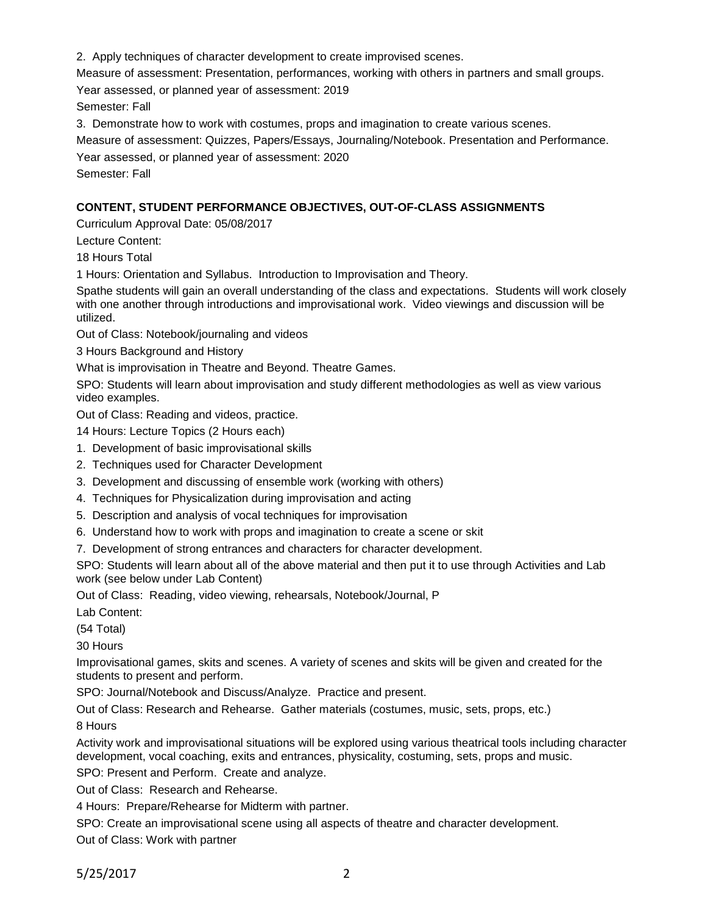2. Apply techniques of character development to create improvised scenes.

Measure of assessment: Presentation, performances, working with others in partners and small groups.

Year assessed, or planned year of assessment: 2019

Semester: Fall

3. Demonstrate how to work with costumes, props and imagination to create various scenes.

Measure of assessment: Quizzes, Papers/Essays, Journaling/Notebook. Presentation and Performance.

Year assessed, or planned year of assessment: 2020

Semester: Fall

**CONTENT, STUDENT PERFORMANCE OBJECTIVES, OUT-OF-CLASS ASSIGNMENTS**

Curriculum Approval Date: 05/08/2017

Lecture Content:

18 Hours Total

1 Hours: Orientation and Syllabus. Introduction to Improvisation and Theory.

Spathe students will gain an overall understanding of the class and expectations. Students will work closely with one another through introductions and improvisational work. Video viewings and discussion will be utilized.

Out of Class: Notebook/journaling and videos

3 Hours Background and History

What is improvisation in Theatre and Beyond. Theatre Games.

SPO: Students will learn about improvisation and study different methodologies as well as view various video examples.

Out of Class: Reading and videos, practice.

14 Hours: Lecture Topics (2 Hours each)

1. Development of basic improvisational skills
2. Techniques used for Character Development
3. Development and discussing of ensemble work (working with others)
4. Techniques for Physicalization during improvisation and acting
5. Description and analysis of vocal techniques for improvisation
6. Understand how to work with props and imagination to create a scene or skit
7. Development of strong entrances and characters for character development.

SPO: Students will learn about all of the above material and then put it to use through Activities and Lab work (see below under Lab Content)

Out of Class: Reading, video viewing, rehearsals, Notebook/Journal, P

Lab Content:

(54 Total)

30 Hours

Improvisational games, skits and scenes. A variety of scenes and skits will be given and created for the students to present and perform.

SPO: Journal/Notebook and Discuss/Analyze. Practice and present.

Out of Class: Research and Rehearse. Gather materials (costumes, music, sets, props, etc.)

8 Hours

Activity work and improvisational situations will be explored using various theatrical tools including character development, vocal coaching, exits and entrances, physicality, costuming, sets, props and music.

SPO: Present and Perform. Create and analyze.

Out of Class: Research and Rehearse.

4 Hours: Prepare/Rehearse for Midterm with partner.

SPO: Create an improvisational scene using all aspects of theatre and character development.

Out of Class: Work with partner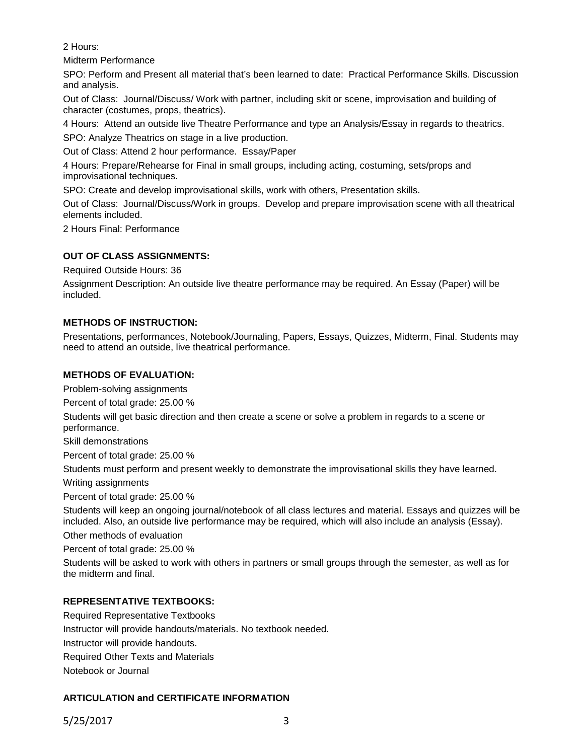2 Hours:

Midterm Performance

SPO: Perform and Present all material that's been learned to date: Practical Performance Skills. Discussion and analysis.

Out of Class: Journal/Discuss/ Work with partner, including skit or scene, improvisation and building of character (costumes, props, theatrics).

4 Hours: Attend an outside live Theatre Performance and type an Analysis/Essay in regards to theatrics.

SPO: Analyze Theatrics on stage in a live production.

Out of Class: Attend 2 hour performance. Essay/Paper

4 Hours: Prepare/Rehearse for Final in small groups, including acting, costuming, sets/props and improvisational techniques.

SPO: Create and develop improvisational skills, work with others, Presentation skills.

Out of Class: Journal/Discuss/Work in groups. Develop and prepare improvisation scene with all theatrical elements included.

2 Hours Final: Performance

**OUT OF CLASS ASSIGNMENTS:**

Required Outside Hours: 36

Assignment Description: An outside live theatre performance may be required. An Essay (Paper) will be included.

**METHODS OF INSTRUCTION:**

Presentations, performances, Notebook/Journaling, Papers, Essays, Quizzes, Midterm, Final. Students may need to attend an outside, live theatrical performance.

**METHODS OF EVALUATION:**

Problem-solving assignments

Percent of total grade: 25.00 %

Students will get basic direction and then create a scene or solve a problem in regards to a scene or performance.

Skill demonstrations

Percent of total grade: 25.00 %

Students must perform and present weekly to demonstrate the improvisational skills they have learned.

Writing assignments

Percent of total grade: 25.00 %

Students will keep an ongoing journal/notebook of all class lectures and material. Essays and quizzes will be included. Also, an outside live performance may be required, which will also include an analysis (Essay).

Other methods of evaluation

Percent of total grade: 25.00 %

Students will be asked to work with others in partners or small groups through the semester, as well as for the midterm and final.

**REPRESENTATIVE TEXTBOOKS:**

Required Representative Textbooks

Instructor will provide handouts/materials. No textbook needed.

Instructor will provide handouts.

Required Other Texts and Materials

Notebook or Journal

**ARTICULATION and CERTIFICATE INFORMATION**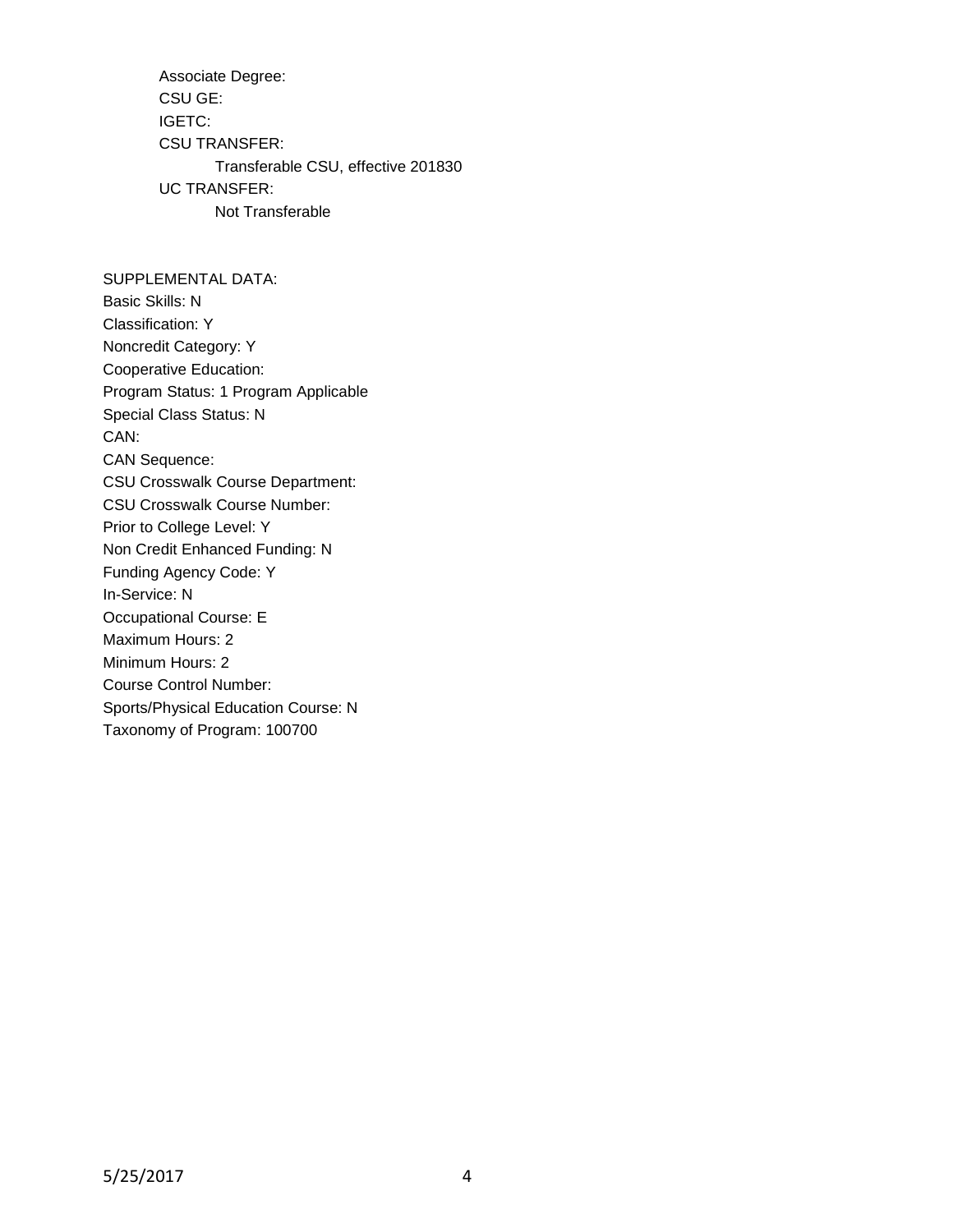Associate Degree:
CSU GE:
IGETC:
CSU TRANSFER:
  Transferable CSU, effective 201830
UC TRANSFER:
  Not Transferable

SUPPLEMENTAL DATA:
Basic Skills: N
Classification: Y
Noncredit Category: Y
Cooperative Education:
Program Status: 1 Program Applicable
Special Class Status: N
CAN:
CAN Sequence:
CSU Crosswalk Course Department:
CSU Crosswalk Course Number:
Prior to College Level: Y
Non Credit Enhanced Funding: N
Funding Agency Code: Y
In-Service: N
Occupational Course: E
Maximum Hours: 2
Minimum Hours: 2
Course Control Number:
Sports/Physical Education Course: N
Taxonomy of Program: 100700